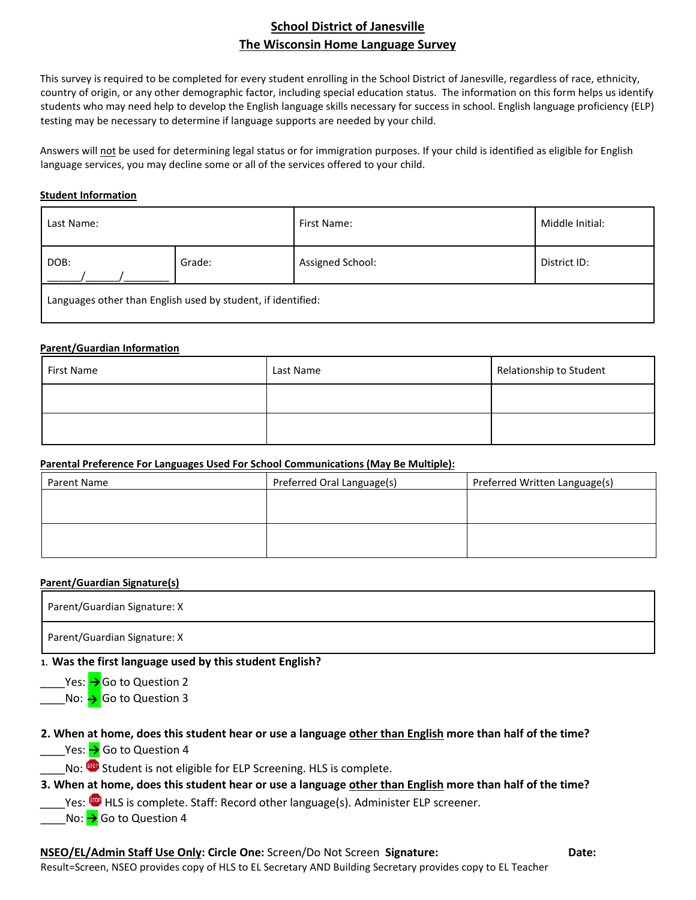# School District of Janesville

## The Wisconsin Home Language Survey

This survey is required to be completed for every student enrolling in the School District of Janesville, regardless of race, ethnicity, country of origin, or any other demographic factor, including special education status. The information on this form helps us identify students who may need help to develop the English language skills necessary for success in school. English language proficiency (ELP) testing may be necessary to determine if language supports are needed by your child.

Answers will not be used for determining legal status or for immigration purposes. If your child is identified as eligible for English language services, you may decline some or all of the services offered to your child.

**Student Information**

| Last Name: | | First Name: | Middle Initial: |
|---|---|---|---|
| DOB: ______/______/________ | Grade: | Assigned School: | District ID: |
| Languages other than English used by student, if identified: | | | |

**Parent/Guardian Information**

| First Name | Last Name | Relationship to Student |
|---|---|---|
| | | |
| | | |

**Parental Preference For Languages Used For School Communications (May Be Multiple):**

| Parent Name | Preferred Oral Language(s) | Preferred Written Language(s) |
|---|---|---|
| | | |
| | | |

**Parent/Guardian Signature(s)**

| Parent/Guardian Signature: X |
|---|
| Parent/Guardian Signature: X |

1. **Was the first language used by this student English?**

____Yes: → Go to Question 2
____No: → Go to Question 3

**2. When at home, does this student hear or use a language other than English more than half of the time?**

____Yes: → Go to Question 4
____No: STOP Student is not eligible for ELP Screening. HLS is complete.

**3. When at home, does this student hear or use a language other than English more than half of the time?**

____Yes: STOP HLS is complete. Staff: Record other language(s). Administer ELP screener.
____No: → Go to Question 4

**NSEO/EL/Admin Staff Use Only: Circle One:** Screen/Do Not Screen **Signature:** **Date:**

Result=Screen, NSEO provides copy of HLS to EL Secretary AND Building Secretary provides copy to EL Teacher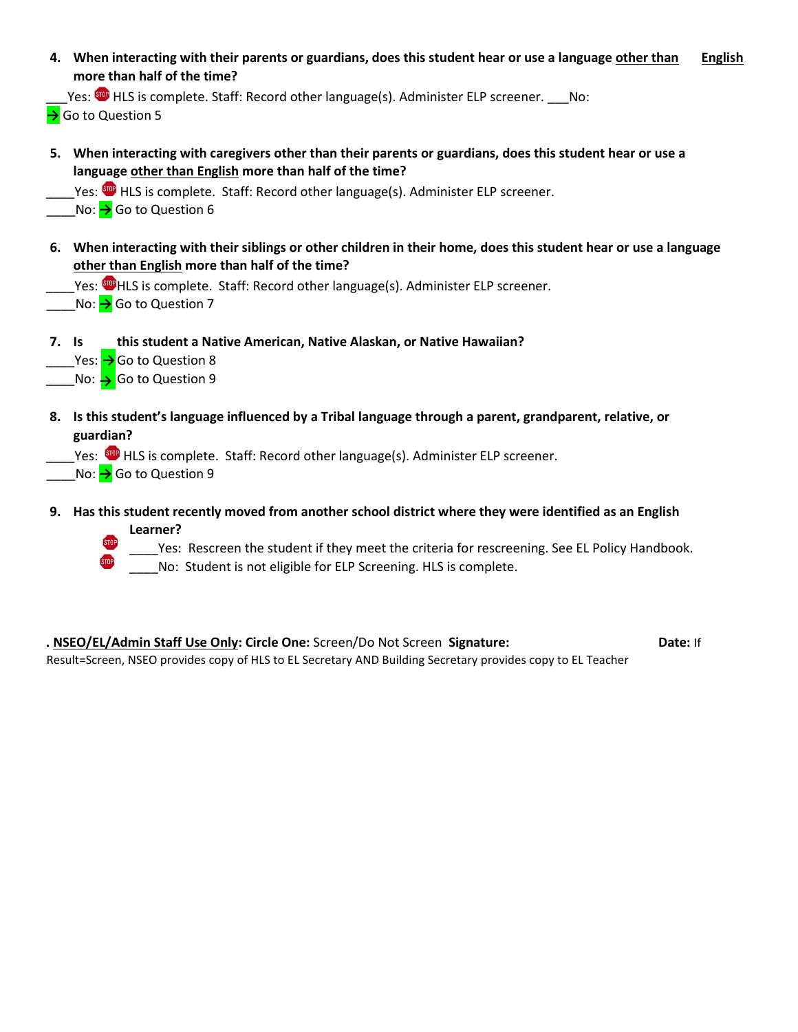4. **When interacting with their parents or guardians, does this student hear or use a language <u>other than</u> <u>English</u> more than half of the time?**

___Yes: HLS is complete. Staff: Record other language(s). Administer ELP screener. ___No: → Go to Question 5

5. **When interacting with caregivers other than their parents or guardians, does this student hear or use a language <u>other than English</u> more than half of the time?**

____Yes: HLS is complete. Staff: Record other language(s). Administer ELP screener.
____No: → Go to Question 6

6. **When interacting with their siblings or other children in their home, does this student hear or use a language <u>other than English</u> more than half of the time?**

____Yes: HLS is complete. Staff: Record other language(s). Administer ELP screener.
____No: → Go to Question 7

7. **Is this student a Native American, Native Alaskan, or Native Hawaiian?**

____Yes: → Go to Question 8
____No: → Go to Question 9

8. **Is this student's language influenced by a Tribal language through a parent, grandparent, relative, or guardian?**

____Yes: HLS is complete. Staff: Record other language(s). Administer ELP screener.
____No: → Go to Question 9

9. **Has this student recently moved from another school district where they were identified as an English Learner?**

____Yes: Rescreen the student if they meet the criteria for rescreening. See EL Policy Handbook.
____No: Student is not eligible for ELP Screening. HLS is complete.

. **<u>NSEO/EL/Admin Staff Use Only</u>: Circle One:** Screen/Do Not Screen **Signature:** **Date:** If Result=Screen, NSEO provides copy of HLS to EL Secretary AND Building Secretary provides copy to EL Teacher